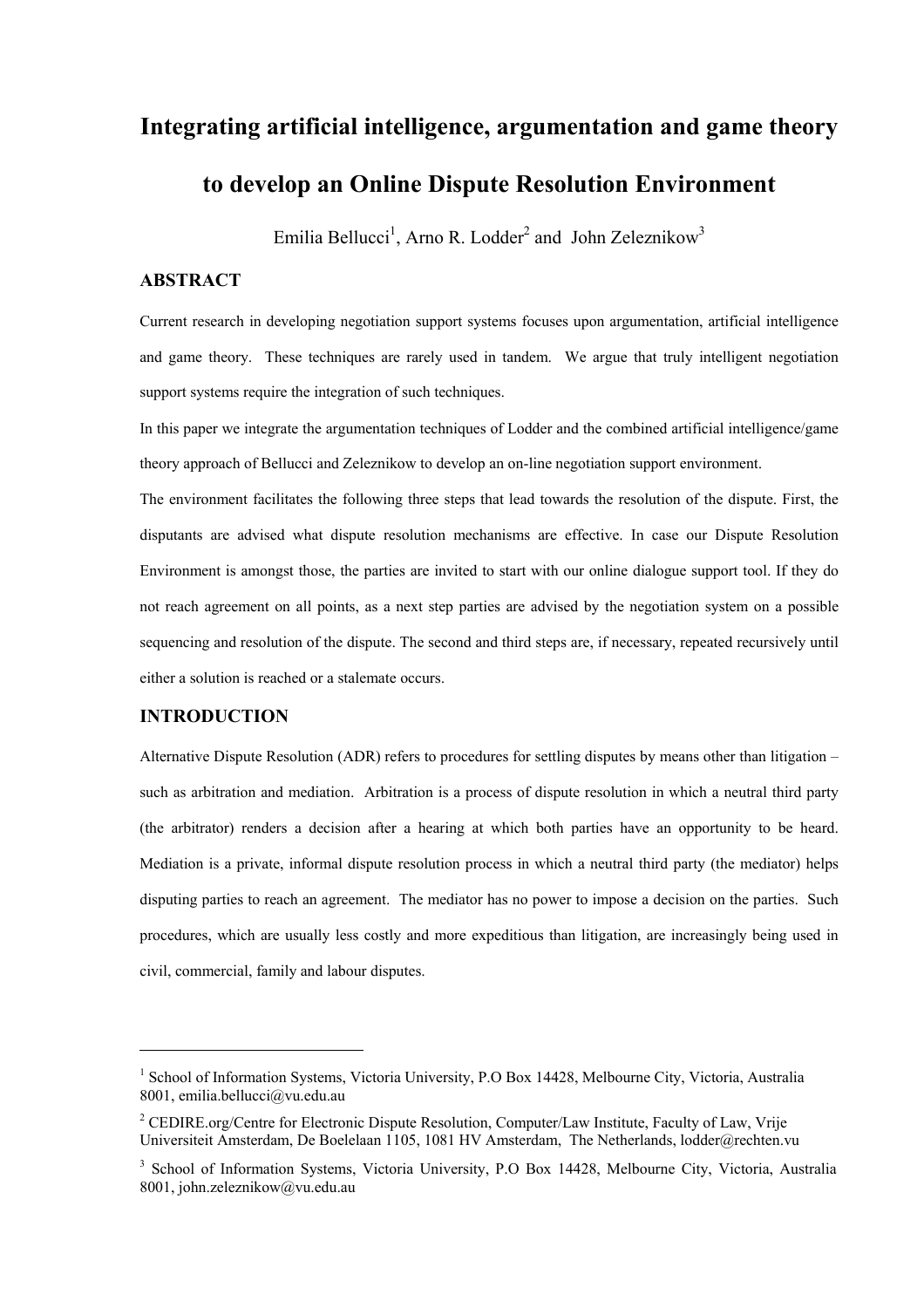# Integrating artificial intelligence, argumentation and game theory to develop an Online Dispute Resolution Environment

Emilia Bellucci[1], Arno R. Lodder[2] and John Zeleznikow[3]

## ABSTRACT

Current research in developing negotiation support systems focuses upon argumentation, artificial intelligence and game theory. These techniques are rarely used in tandem. We argue that truly intelligent negotiation support systems require the integration of such techniques.

In this paper we integrate the argumentation techniques of Lodder and the combined artificial intelligence/game theory approach of Bellucci and Zeleznikow to develop an on-line negotiation support environment.

The environment facilitates the following three steps that lead towards the resolution of the dispute. First, the disputants are advised what dispute resolution mechanisms are effective. In case our Dispute Resolution Environment is amongst those, the parties are invited to start with our online dialogue support tool. If they do not reach agreement on all points, as a next step parties are advised by the negotiation system on a possible sequencing and resolution of the dispute. The second and third steps are, if necessary, repeated recursively until either a solution is reached or a stalemate occurs.

## INTRODUCTION

Alternative Dispute Resolution (ADR) refers to procedures for settling disputes by means other than litigation – such as arbitration and mediation. Arbitration is a process of dispute resolution in which a neutral third party (the arbitrator) renders a decision after a hearing at which both parties have an opportunity to be heard. Mediation is a private, informal dispute resolution process in which a neutral third party (the mediator) helps disputing parties to reach an agreement. The mediator has no power to impose a decision on the parties. Such procedures, which are usually less costly and more expeditious than litigation, are increasingly being used in civil, commercial, family and labour disputes.

---

[1] School of Information Systems, Victoria University, P.O Box 14428, Melbourne City, Victoria, Australia 8001, emilia.bellucci@vu.edu.au

[2] CEDIRE.org/Centre for Electronic Dispute Resolution, Computer/Law Institute, Faculty of Law, Vrije Universiteit Amsterdam, De Boelelaan 1105, 1081 HV Amsterdam, The Netherlands, lodder@rechten.vu

[3] School of Information Systems, Victoria University, P.O Box 14428, Melbourne City, Victoria, Australia 8001, john.zeleznikow@vu.edu.au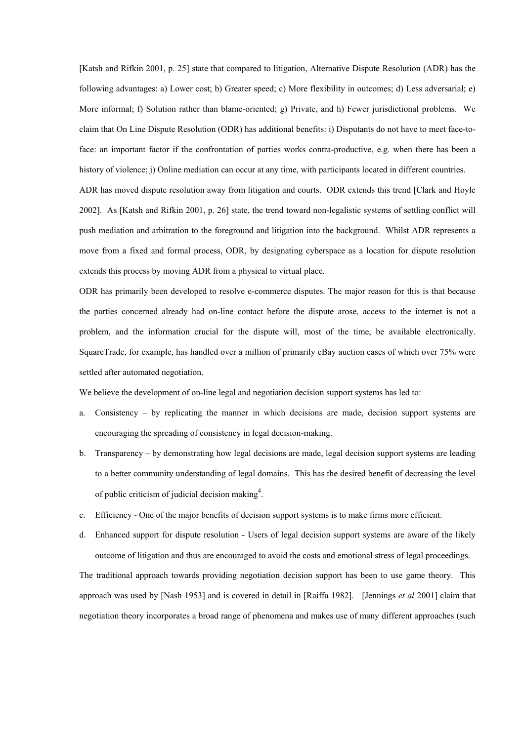[Katsh and Rifkin 2001, p. 25] state that compared to litigation, Alternative Dispute Resolution (ADR) has the following advantages: a) Lower cost; b) Greater speed; c) More flexibility in outcomes; d) Less adversarial; e) More informal; f) Solution rather than blame-oriented; g) Private, and h) Fewer jurisdictional problems. We claim that On Line Dispute Resolution (ODR) has additional benefits: i) Disputants do not have to meet face-to-face: an important factor if the confrontation of parties works contra-productive, e.g. when there has been a history of violence; j) Online mediation can occur at any time, with participants located in different countries.

ADR has moved dispute resolution away from litigation and courts. ODR extends this trend [Clark and Hoyle 2002]. As [Katsh and Rifkin 2001, p. 26] state, the trend toward non-legalistic systems of settling conflict will push mediation and arbitration to the foreground and litigation into the background. Whilst ADR represents a move from a fixed and formal process, ODR, by designating cyberspace as a location for dispute resolution extends this process by moving ADR from a physical to virtual place.

ODR has primarily been developed to resolve e-commerce disputes. The major reason for this is that because the parties concerned already had on-line contact before the dispute arose, access to the internet is not a problem, and the information crucial for the dispute will, most of the time, be available electronically. SquareTrade, for example, has handled over a million of primarily eBay auction cases of which over 75% were settled after automated negotiation.

We believe the development of on-line legal and negotiation decision support systems has led to:

a. Consistency – by replicating the manner in which decisions are made, decision support systems are encouraging the spreading of consistency in legal decision-making.
b. Transparency – by demonstrating how legal decisions are made, legal decision support systems are leading to a better community understanding of legal domains. This has the desired benefit of decreasing the level of public criticism of judicial decision making[4].
c. Efficiency - One of the major benefits of decision support systems is to make firms more efficient.
d. Enhanced support for dispute resolution - Users of legal decision support systems are aware of the likely outcome of litigation and thus are encouraged to avoid the costs and emotional stress of legal proceedings.

The traditional approach towards providing negotiation decision support has been to use game theory. This approach was used by [Nash 1953] and is covered in detail in [Raiffa 1982]. [Jennings *et al* 2001] claim that negotiation theory incorporates a broad range of phenomena and makes use of many different approaches (such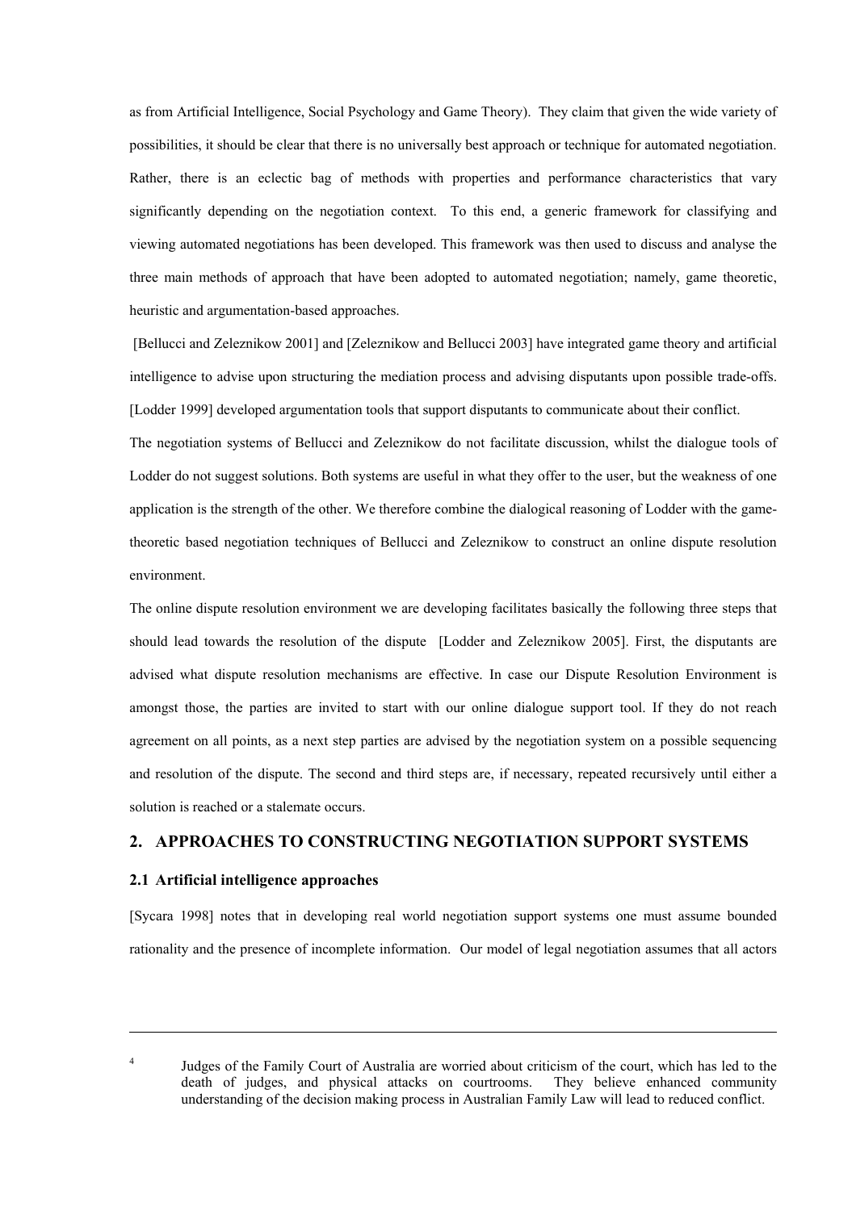as from Artificial Intelligence, Social Psychology and Game Theory). They claim that given the wide variety of possibilities, it should be clear that there is no universally best approach or technique for automated negotiation. Rather, there is an eclectic bag of methods with properties and performance characteristics that vary significantly depending on the negotiation context. To this end, a generic framework for classifying and viewing automated negotiations has been developed. This framework was then used to discuss and analyse the three main methods of approach that have been adopted to automated negotiation; namely, game theoretic, heuristic and argumentation-based approaches.

[Bellucci and Zeleznikow 2001] and [Zeleznikow and Bellucci 2003] have integrated game theory and artificial intelligence to advise upon structuring the mediation process and advising disputants upon possible trade-offs. [Lodder 1999] developed argumentation tools that support disputants to communicate about their conflict.

The negotiation systems of Bellucci and Zeleznikow do not facilitate discussion, whilst the dialogue tools of Lodder do not suggest solutions. Both systems are useful in what they offer to the user, but the weakness of one application is the strength of the other. We therefore combine the dialogical reasoning of Lodder with the game-theoretic based negotiation techniques of Bellucci and Zeleznikow to construct an online dispute resolution environment.

The online dispute resolution environment we are developing facilitates basically the following three steps that should lead towards the resolution of the dispute [Lodder and Zeleznikow 2005]. First, the disputants are advised what dispute resolution mechanisms are effective. In case our Dispute Resolution Environment is amongst those, the parties are invited to start with our online dialogue support tool. If they do not reach agreement on all points, as a next step parties are advised by the negotiation system on a possible sequencing and resolution of the dispute. The second and third steps are, if necessary, repeated recursively until either a solution is reached or a stalemate occurs.

## 2. APPROACHES TO CONSTRUCTING NEGOTIATION SUPPORT SYSTEMS

### 2.1 Artificial intelligence approaches

[Sycara 1998] notes that in developing real world negotiation support systems one must assume bounded rationality and the presence of incomplete information. Our model of legal negotiation assumes that all actors

---

[4] Judges of the Family Court of Australia are worried about criticism of the court, which has led to the death of judges, and physical attacks on courtrooms. They believe enhanced community understanding of the decision making process in Australian Family Law will lead to reduced conflict.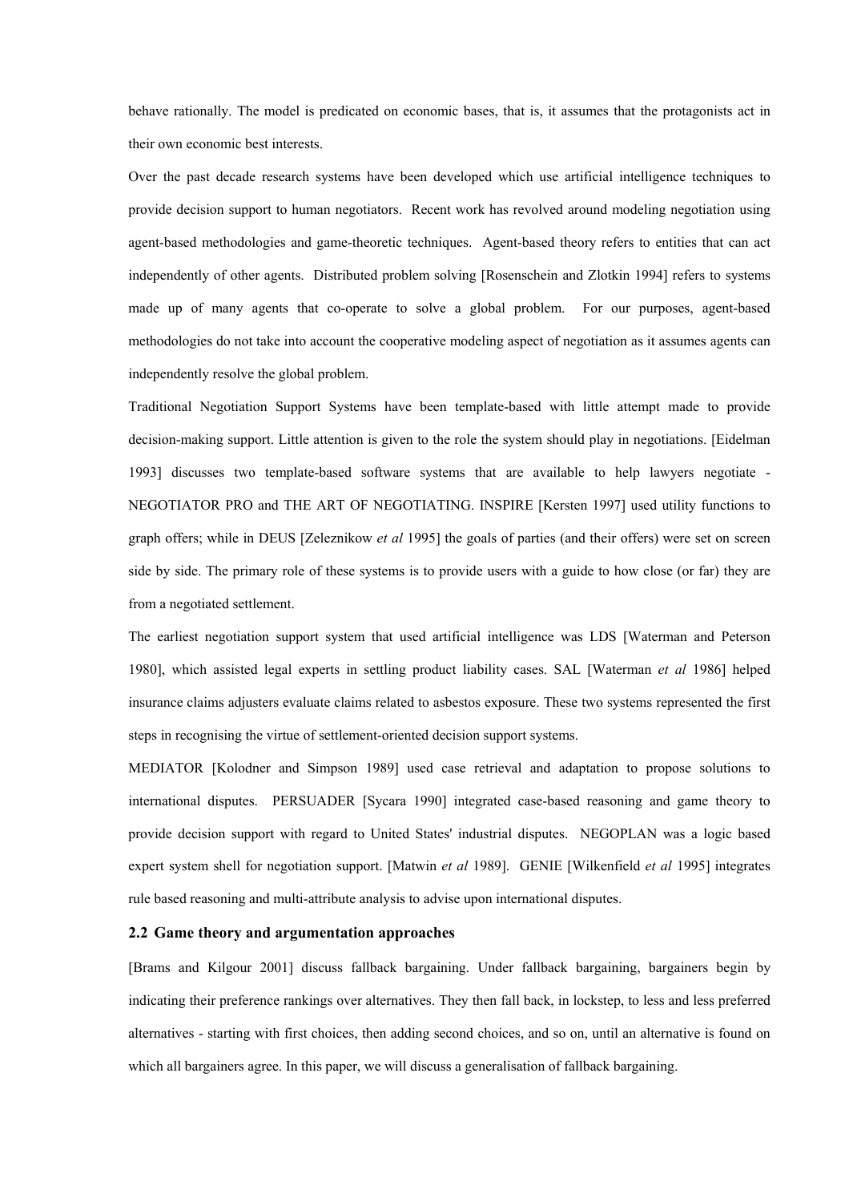behave rationally. The model is predicated on economic bases, that is, it assumes that the protagonists act in their own economic best interests.

Over the past decade research systems have been developed which use artificial intelligence techniques to provide decision support to human negotiators. Recent work has revolved around modeling negotiation using agent-based methodologies and game-theoretic techniques. Agent-based theory refers to entities that can act independently of other agents. Distributed problem solving [Rosenschein and Zlotkin 1994] refers to systems made up of many agents that co-operate to solve a global problem. For our purposes, agent-based methodologies do not take into account the cooperative modeling aspect of negotiation as it assumes agents can independently resolve the global problem.

Traditional Negotiation Support Systems have been template-based with little attempt made to provide decision-making support. Little attention is given to the role the system should play in negotiations. [Eidelman 1993] discusses two template-based software systems that are available to help lawyers negotiate - NEGOTIATOR PRO and THE ART OF NEGOTIATING. INSPIRE [Kersten 1997] used utility functions to graph offers; while in DEUS [Zeleznikow *et al* 1995] the goals of parties (and their offers) were set on screen side by side. The primary role of these systems is to provide users with a guide to how close (or far) they are from a negotiated settlement.

The earliest negotiation support system that used artificial intelligence was LDS [Waterman and Peterson 1980], which assisted legal experts in settling product liability cases. SAL [Waterman *et al* 1986] helped insurance claims adjusters evaluate claims related to asbestos exposure. These two systems represented the first steps in recognising the virtue of settlement-oriented decision support systems.

MEDIATOR [Kolodner and Simpson 1989] used case retrieval and adaptation to propose solutions to international disputes. PERSUADER [Sycara 1990] integrated case-based reasoning and game theory to provide decision support with regard to United States' industrial disputes. NEGOPLAN was a logic based expert system shell for negotiation support. [Matwin *et al* 1989]. GENIE [Wilkenfield *et al* 1995] integrates rule based reasoning and multi-attribute analysis to advise upon international disputes.

### 2.2 Game theory and argumentation approaches

[Brams and Kilgour 2001] discuss fallback bargaining. Under fallback bargaining, bargainers begin by indicating their preference rankings over alternatives. They then fall back, in lockstep, to less and less preferred alternatives - starting with first choices, then adding second choices, and so on, until an alternative is found on which all bargainers agree. In this paper, we will discuss a generalisation of fallback bargaining.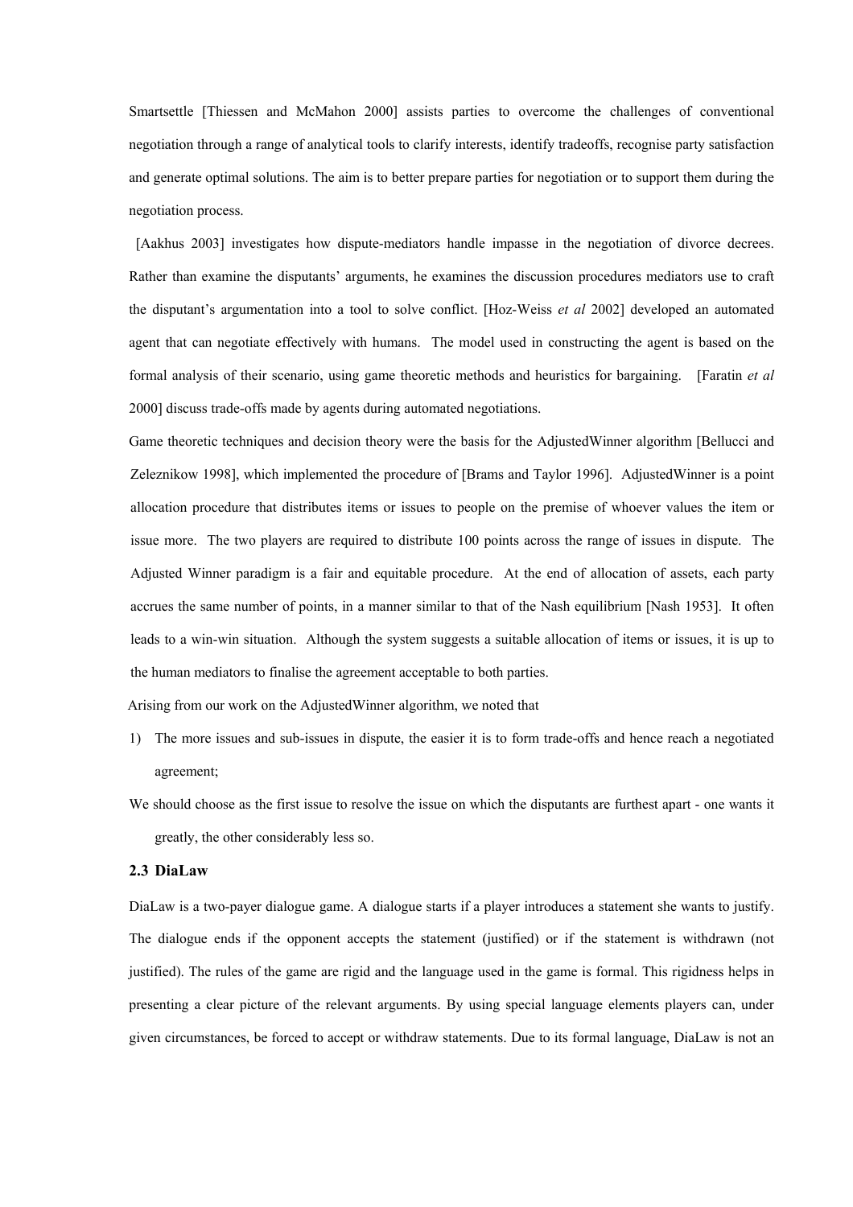Smartsettle [Thiessen and McMahon 2000] assists parties to overcome the challenges of conventional negotiation through a range of analytical tools to clarify interests, identify tradeoffs, recognise party satisfaction and generate optimal solutions. The aim is to better prepare parties for negotiation or to support them during the negotiation process.

[Aakhus 2003] investigates how dispute-mediators handle impasse in the negotiation of divorce decrees. Rather than examine the disputants' arguments, he examines the discussion procedures mediators use to craft the disputant's argumentation into a tool to solve conflict. [Hoz-Weiss *et al* 2002] developed an automated agent that can negotiate effectively with humans. The model used in constructing the agent is based on the formal analysis of their scenario, using game theoretic methods and heuristics for bargaining. [Faratin *et al* 2000] discuss trade-offs made by agents during automated negotiations.

Game theoretic techniques and decision theory were the basis for the AdjustedWinner algorithm [Bellucci and Zeleznikow 1998], which implemented the procedure of [Brams and Taylor 1996]. AdjustedWinner is a point allocation procedure that distributes items or issues to people on the premise of whoever values the item or issue more. The two players are required to distribute 100 points across the range of issues in dispute. The Adjusted Winner paradigm is a fair and equitable procedure. At the end of allocation of assets, each party accrues the same number of points, in a manner similar to that of the Nash equilibrium [Nash 1953]. It often leads to a win-win situation. Although the system suggests a suitable allocation of items or issues, it is up to the human mediators to finalise the agreement acceptable to both parties.

Arising from our work on the AdjustedWinner algorithm, we noted that

1) The more issues and sub-issues in dispute, the easier it is to form trade-offs and hence reach a negotiated agreement;

We should choose as the first issue to resolve the issue on which the disputants are furthest apart - one wants it greatly, the other considerably less so.

### 2.3 DiaLaw

DiaLaw is a two-payer dialogue game. A dialogue starts if a player introduces a statement she wants to justify. The dialogue ends if the opponent accepts the statement (justified) or if the statement is withdrawn (not justified). The rules of the game are rigid and the language used in the game is formal. This rigidness helps in presenting a clear picture of the relevant arguments. By using special language elements players can, under given circumstances, be forced to accept or withdraw statements. Due to its formal language, DiaLaw is not an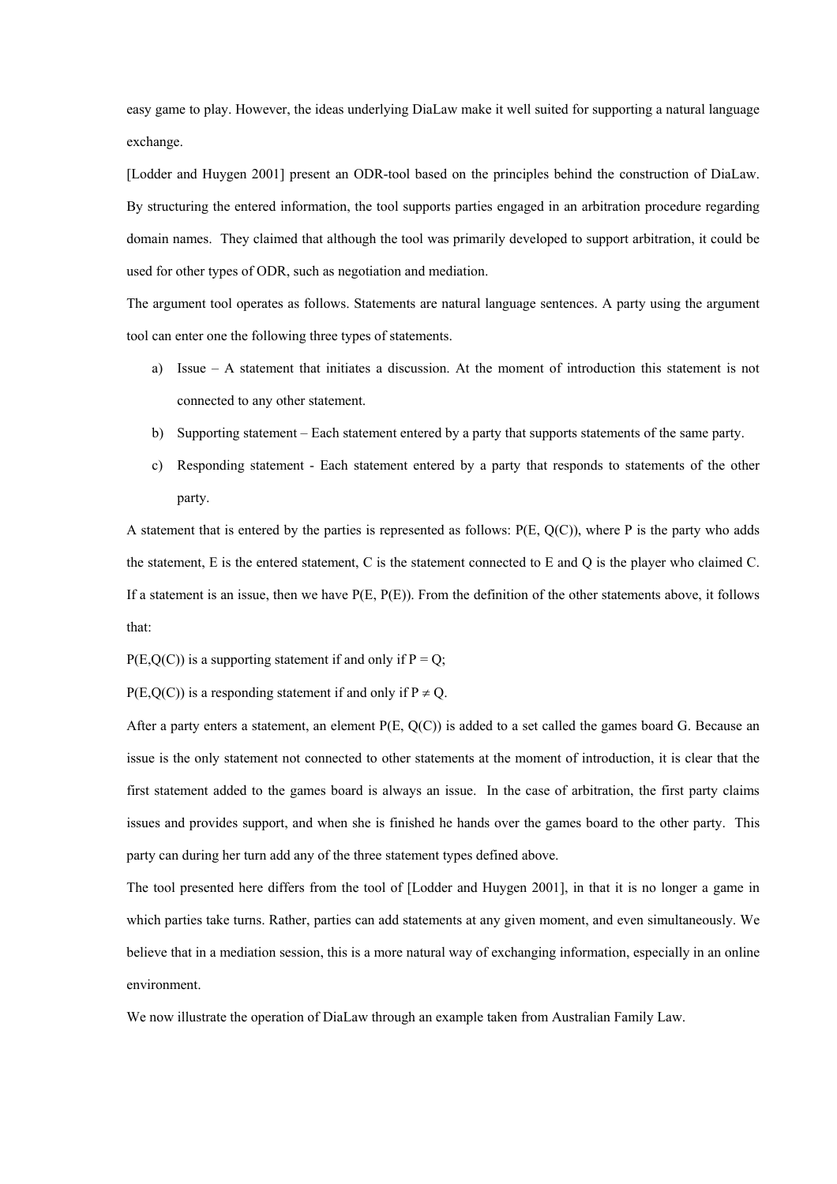easy game to play. However, the ideas underlying DiaLaw make it well suited for supporting a natural language exchange.

[Lodder and Huygen 2001] present an ODR-tool based on the principles behind the construction of DiaLaw. By structuring the entered information, the tool supports parties engaged in an arbitration procedure regarding domain names. They claimed that although the tool was primarily developed to support arbitration, it could be used for other types of ODR, such as negotiation and mediation.

The argument tool operates as follows. Statements are natural language sentences. A party using the argument tool can enter one the following three types of statements.

a) Issue – A statement that initiates a discussion. At the moment of introduction this statement is not connected to any other statement.
b) Supporting statement – Each statement entered by a party that supports statements of the same party.
c) Responding statement - Each statement entered by a party that responds to statements of the other party.

A statement that is entered by the parties is represented as follows: $P(E, Q(C))$, where P is the party who adds the statement, E is the entered statement, C is the statement connected to E and Q is the player who claimed C. If a statement is an issue, then we have $P(E, P(E))$. From the definition of the other statements above, it follows that:

$P(E,Q(C))$ is a supporting statement if and only if $P = Q$;

$P(E,Q(C))$ is a responding statement if and only if $P \neq Q$.

After a party enters a statement, an element $P(E, Q(C))$ is added to a set called the games board G. Because an issue is the only statement not connected to other statements at the moment of introduction, it is clear that the first statement added to the games board is always an issue. In the case of arbitration, the first party claims issues and provides support, and when she is finished he hands over the games board to the other party. This party can during her turn add any of the three statement types defined above.

The tool presented here differs from the tool of [Lodder and Huygen 2001], in that it is no longer a game in which parties take turns. Rather, parties can add statements at any given moment, and even simultaneously. We believe that in a mediation session, this is a more natural way of exchanging information, especially in an online environment.

We now illustrate the operation of DiaLaw through an example taken from Australian Family Law.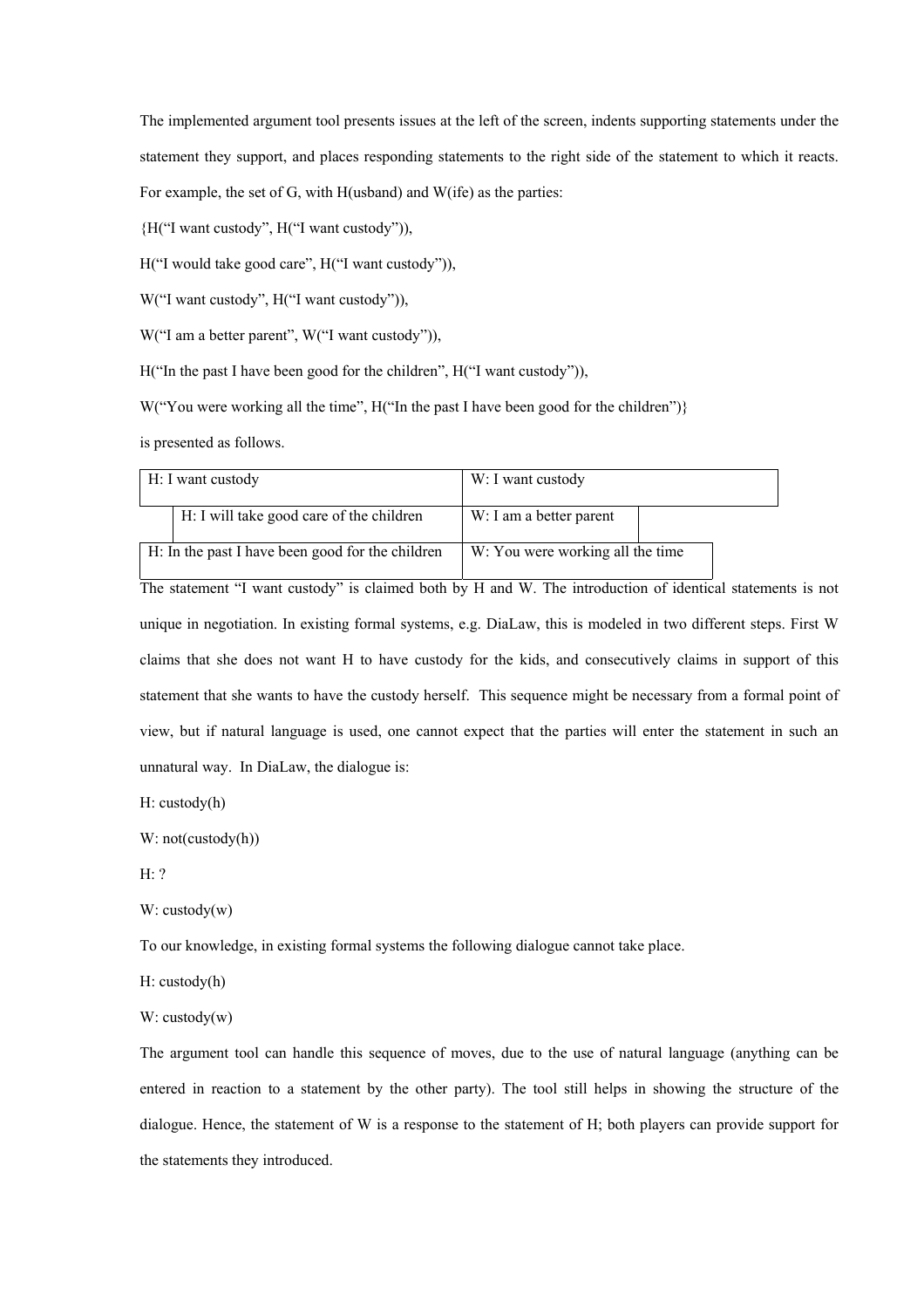The implemented argument tool presents issues at the left of the screen, indents supporting statements under the statement they support, and places responding statements to the right side of the statement to which it reacts. For example, the set of G, with H(usband) and W(ife) as the parties:

{H("I want custody", H("I want custody")),

H("I would take good care", H("I want custody")),

W("I want custody", H("I want custody")),

W("I am a better parent", W("I want custody")),

H("In the past I have been good for the children", H("I want custody")),

W("You were working all the time", H("In the past I have been good for the children")}

is presented as follows.

| | |
|---|---|
| H: I want custody | W: I want custody |
| H: I will take good care of the children | W: I am a better parent |
| H: In the past I have been good for the children | W: You were working all the time |

The statement "I want custody" is claimed both by H and W. The introduction of identical statements is not unique in negotiation. In existing formal systems, e.g. DiaLaw, this is modeled in two different steps. First W claims that she does not want H to have custody for the kids, and consecutively claims in support of this statement that she wants to have the custody herself. This sequence might be necessary from a formal point of view, but if natural language is used, one cannot expect that the parties will enter the statement in such an unnatural way. In DiaLaw, the dialogue is:

H: custody(h)

W: not(custody(h))

H: ?

W: custody(w)

To our knowledge, in existing formal systems the following dialogue cannot take place.

H: custody(h)

W: custody(w)

The argument tool can handle this sequence of moves, due to the use of natural language (anything can be entered in reaction to a statement by the other party). The tool still helps in showing the structure of the dialogue. Hence, the statement of W is a response to the statement of H; both players can provide support for the statements they introduced.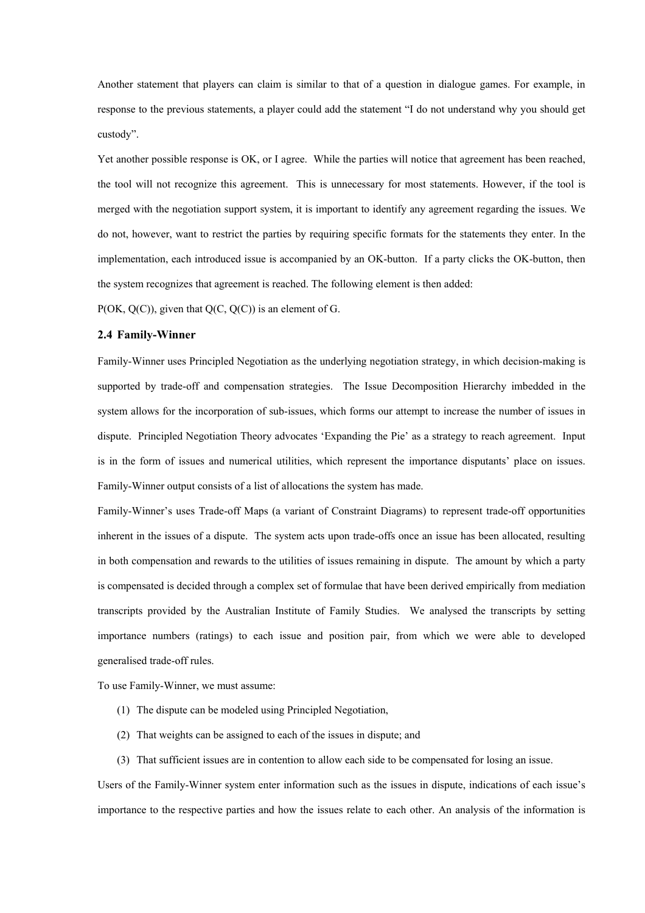Another statement that players can claim is similar to that of a question in dialogue games. For example, in response to the previous statements, a player could add the statement "I do not understand why you should get custody".

Yet another possible response is OK, or I agree. While the parties will notice that agreement has been reached, the tool will not recognize this agreement. This is unnecessary for most statements. However, if the tool is merged with the negotiation support system, it is important to identify any agreement regarding the issues. We do not, however, want to restrict the parties by requiring specific formats for the statements they enter. In the implementation, each introduced issue is accompanied by an OK-button. If a party clicks the OK-button, then the system recognizes that agreement is reached. The following element is then added:

P(OK, Q(C)), given that Q(C, Q(C)) is an element of G.

### 2.4 Family-Winner

Family-Winner uses Principled Negotiation as the underlying negotiation strategy, in which decision-making is supported by trade-off and compensation strategies. The Issue Decomposition Hierarchy imbedded in the system allows for the incorporation of sub-issues, which forms our attempt to increase the number of issues in dispute. Principled Negotiation Theory advocates 'Expanding the Pie' as a strategy to reach agreement. Input is in the form of issues and numerical utilities, which represent the importance disputants' place on issues. Family-Winner output consists of a list of allocations the system has made.

Family-Winner's uses Trade-off Maps (a variant of Constraint Diagrams) to represent trade-off opportunities inherent in the issues of a dispute. The system acts upon trade-offs once an issue has been allocated, resulting in both compensation and rewards to the utilities of issues remaining in dispute. The amount by which a party is compensated is decided through a complex set of formulae that have been derived empirically from mediation transcripts provided by the Australian Institute of Family Studies. We analysed the transcripts by setting importance numbers (ratings) to each issue and position pair, from which we were able to developed generalised trade-off rules.

To use Family-Winner, we must assume:

(1) The dispute can be modeled using Principled Negotiation,

(2) That weights can be assigned to each of the issues in dispute; and

(3) That sufficient issues are in contention to allow each side to be compensated for losing an issue.

Users of the Family-Winner system enter information such as the issues in dispute, indications of each issue's importance to the respective parties and how the issues relate to each other. An analysis of the information is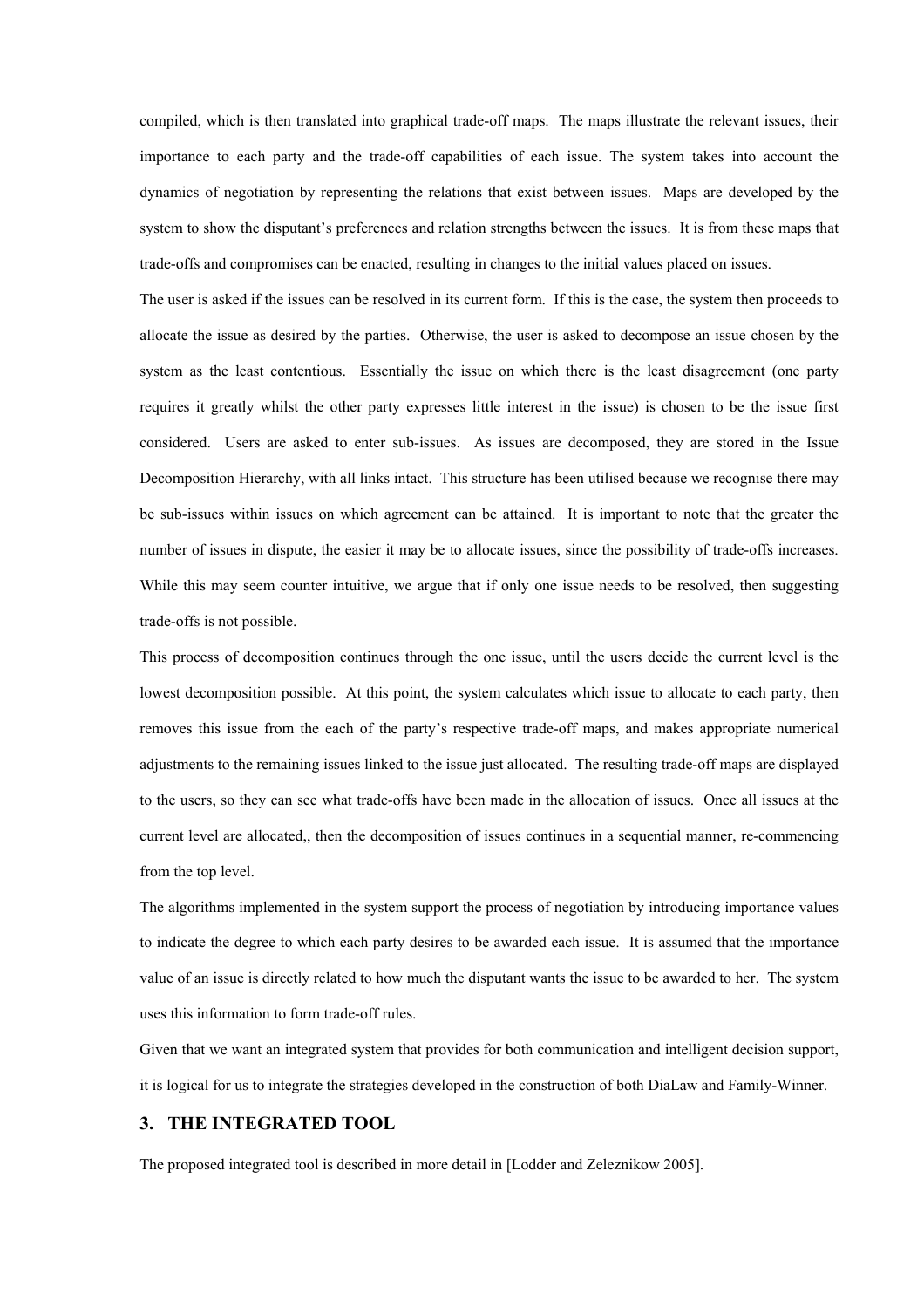compiled, which is then translated into graphical trade-off maps. The maps illustrate the relevant issues, their importance to each party and the trade-off capabilities of each issue. The system takes into account the dynamics of negotiation by representing the relations that exist between issues. Maps are developed by the system to show the disputant's preferences and relation strengths between the issues. It is from these maps that trade-offs and compromises can be enacted, resulting in changes to the initial values placed on issues.

The user is asked if the issues can be resolved in its current form. If this is the case, the system then proceeds to allocate the issue as desired by the parties. Otherwise, the user is asked to decompose an issue chosen by the system as the least contentious. Essentially the issue on which there is the least disagreement (one party requires it greatly whilst the other party expresses little interest in the issue) is chosen to be the issue first considered. Users are asked to enter sub-issues. As issues are decomposed, they are stored in the Issue Decomposition Hierarchy, with all links intact. This structure has been utilised because we recognise there may be sub-issues within issues on which agreement can be attained. It is important to note that the greater the number of issues in dispute, the easier it may be to allocate issues, since the possibility of trade-offs increases. While this may seem counter intuitive, we argue that if only one issue needs to be resolved, then suggesting trade-offs is not possible.

This process of decomposition continues through the one issue, until the users decide the current level is the lowest decomposition possible. At this point, the system calculates which issue to allocate to each party, then removes this issue from the each of the party's respective trade-off maps, and makes appropriate numerical adjustments to the remaining issues linked to the issue just allocated. The resulting trade-off maps are displayed to the users, so they can see what trade-offs have been made in the allocation of issues. Once all issues at the current level are allocated,, then the decomposition of issues continues in a sequential manner, re-commencing from the top level.

The algorithms implemented in the system support the process of negotiation by introducing importance values to indicate the degree to which each party desires to be awarded each issue. It is assumed that the importance value of an issue is directly related to how much the disputant wants the issue to be awarded to her. The system uses this information to form trade-off rules.

Given that we want an integrated system that provides for both communication and intelligent decision support, it is logical for us to integrate the strategies developed in the construction of both DiaLaw and Family-Winner.

## 3. THE INTEGRATED TOOL

The proposed integrated tool is described in more detail in [Lodder and Zeleznikow 2005].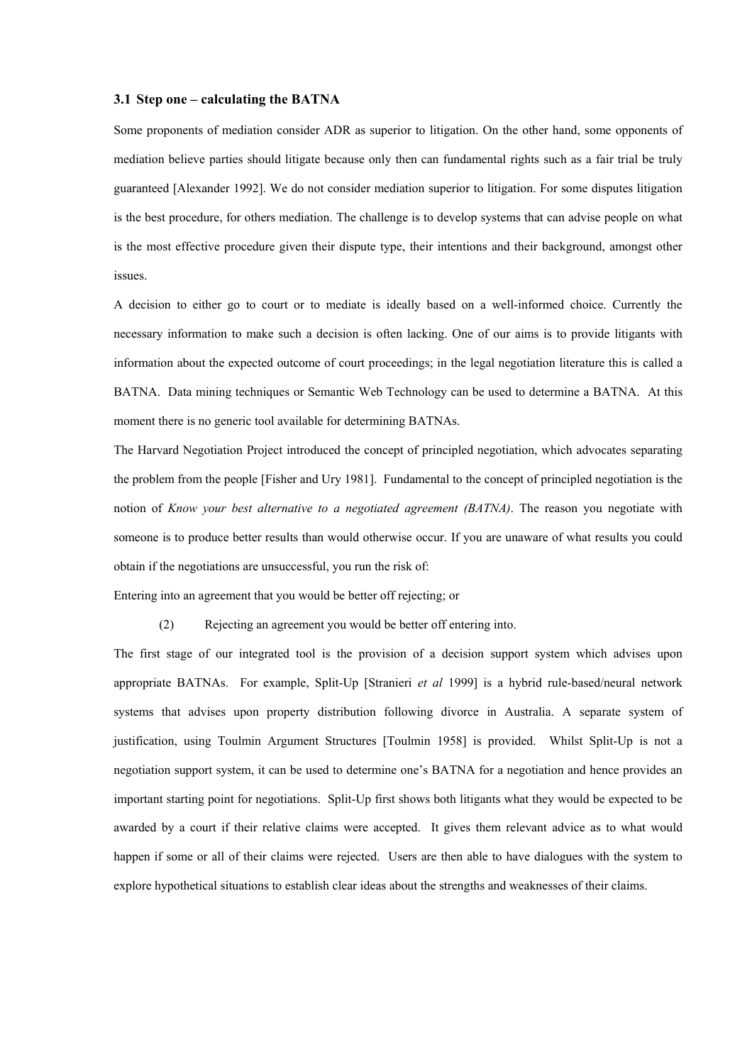### 3.1 Step one – calculating the BATNA

Some proponents of mediation consider ADR as superior to litigation. On the other hand, some opponents of mediation believe parties should litigate because only then can fundamental rights such as a fair trial be truly guaranteed [Alexander 1992]. We do not consider mediation superior to litigation. For some disputes litigation is the best procedure, for others mediation. The challenge is to develop systems that can advise people on what is the most effective procedure given their dispute type, their intentions and their background, amongst other issues.

A decision to either go to court or to mediate is ideally based on a well-informed choice. Currently the necessary information to make such a decision is often lacking. One of our aims is to provide litigants with information about the expected outcome of court proceedings; in the legal negotiation literature this is called a BATNA. Data mining techniques or Semantic Web Technology can be used to determine a BATNA. At this moment there is no generic tool available for determining BATNAs.

The Harvard Negotiation Project introduced the concept of principled negotiation, which advocates separating the problem from the people [Fisher and Ury 1981]. Fundamental to the concept of principled negotiation is the notion of *Know your best alternative to a negotiated agreement (BATNA)*. The reason you negotiate with someone is to produce better results than would otherwise occur. If you are unaware of what results you could obtain if the negotiations are unsuccessful, you run the risk of:

Entering into an agreement that you would be better off rejecting; or

(2) Rejecting an agreement you would be better off entering into.

The first stage of our integrated tool is the provision of a decision support system which advises upon appropriate BATNAs. For example, Split-Up [Stranieri *et al* 1999] is a hybrid rule-based/neural network systems that advises upon property distribution following divorce in Australia. A separate system of justification, using Toulmin Argument Structures [Toulmin 1958] is provided. Whilst Split-Up is not a negotiation support system, it can be used to determine one's BATNA for a negotiation and hence provides an important starting point for negotiations. Split-Up first shows both litigants what they would be expected to be awarded by a court if their relative claims were accepted. It gives them relevant advice as to what would happen if some or all of their claims were rejected. Users are then able to have dialogues with the system to explore hypothetical situations to establish clear ideas about the strengths and weaknesses of their claims.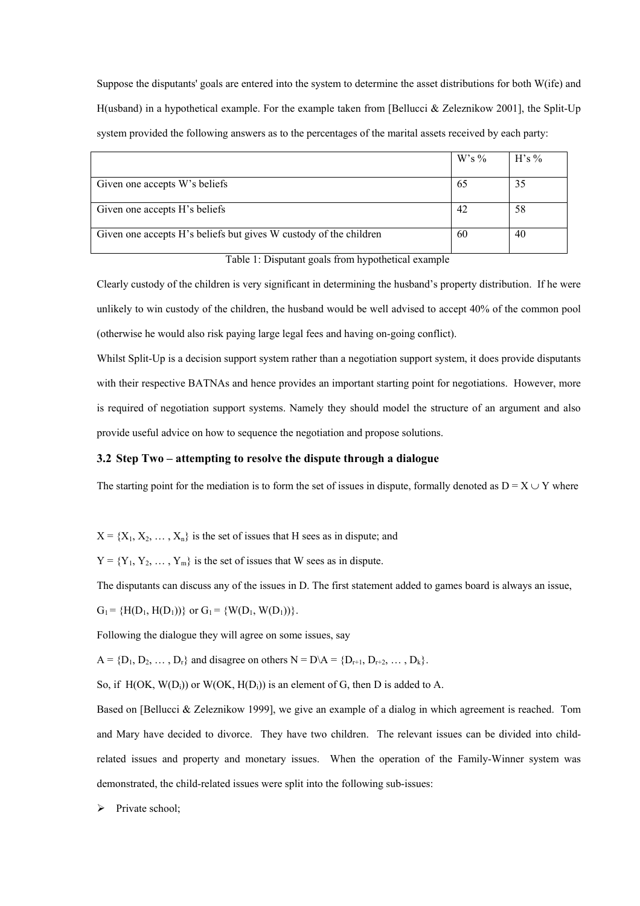Suppose the disputants' goals are entered into the system to determine the asset distributions for both W(ife) and H(usband) in a hypothetical example. For the example taken from [Bellucci & Zeleznikow 2001], the Split-Up system provided the following answers as to the percentages of the marital assets received by each party:

| | W's % | H's % |
|---|---|---|
| Given one accepts W's beliefs | 65 | 35 |
| Given one accepts H's beliefs | 42 | 58 |
| Given one accepts H's beliefs but gives W custody of the children | 60 | 40 |

Table 1: Disputant goals from hypothetical example

Clearly custody of the children is very significant in determining the husband's property distribution. If he were unlikely to win custody of the children, the husband would be well advised to accept 40% of the common pool (otherwise he would also risk paying large legal fees and having on-going conflict).

Whilst Split-Up is a decision support system rather than a negotiation support system, it does provide disputants with their respective BATNAs and hence provides an important starting point for negotiations. However, more is required of negotiation support systems. Namely they should model the structure of an argument and also provide useful advice on how to sequence the negotiation and propose solutions.

### 3.2 Step Two – attempting to resolve the dispute through a dialogue

The starting point for the mediation is to form the set of issues in dispute, formally denoted as $D = X \cup Y$ where

$X = \{X_1, X_2, \ldots, X_n\}$ is the set of issues that H sees as in dispute; and

$Y = \{Y_1, Y_2, \ldots, Y_m\}$ is the set of issues that W sees as in dispute.

The disputants can discuss any of the issues in D. The first statement added to games board is always an issue, $G_1 = \{H(D_1, H(D_1))\}$ or $G_1 = \{W(D_1, W(D_1))\}$.

Following the dialogue they will agree on some issues, say

$A = \{D_1, D_2, \ldots, D_r\}$ and disagree on others $N = D \backslash A = \{D_{r+1}, D_{r+2}, \ldots, D_k\}$.

So, if $H(OK, W(D_i))$ or $W(OK, H(D_i))$ is an element of G, then D is added to A.

Based on [Bellucci & Zeleznikow 1999], we give an example of a dialog in which agreement is reached. Tom and Mary have decided to divorce. They have two children. The relevant issues can be divided into child-related issues and property and monetary issues. When the operation of the Family-Winner system was demonstrated, the child-related issues were split into the following sub-issues:

- Private school;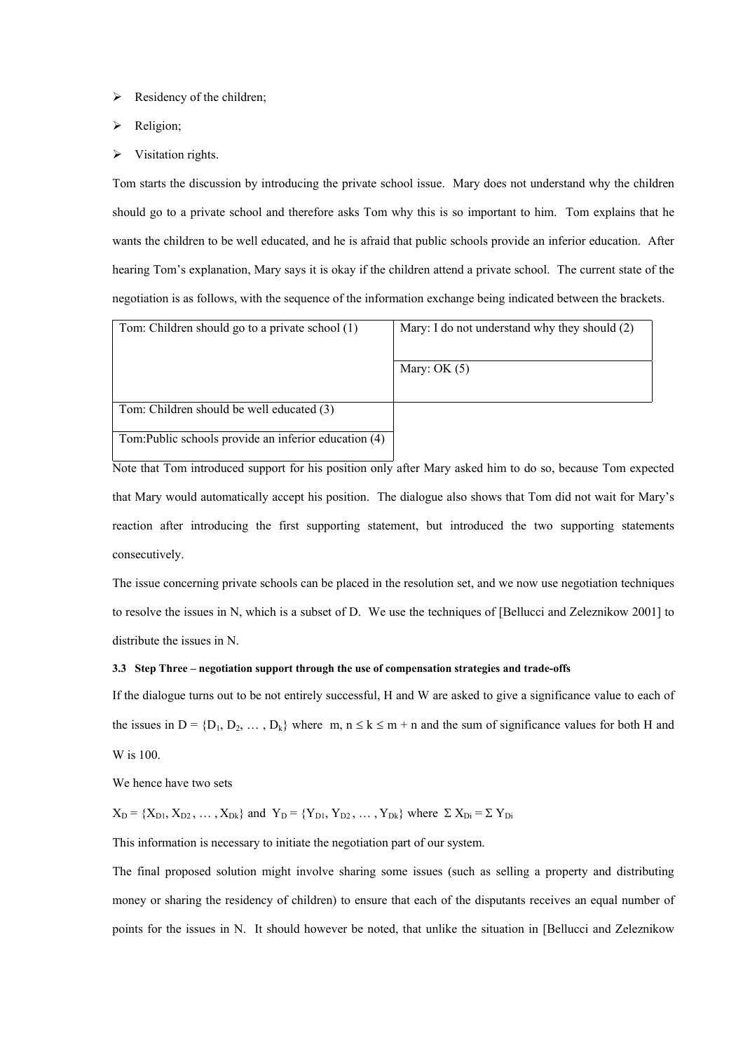- Residency of the children;
- Religion;
- Visitation rights.

Tom starts the discussion by introducing the private school issue. Mary does not understand why the children should go to a private school and therefore asks Tom why this is so important to him. Tom explains that he wants the children to be well educated, and he is afraid that public schools provide an inferior education. After hearing Tom's explanation, Mary says it is okay if the children attend a private school. The current state of the negotiation is as follows, with the sequence of the information exchange being indicated between the brackets.

| Tom | Mary |
|---|---|
| Tom: Children should go to a private school (1) | Mary: I do not understand why they should (2) |
| | Mary: OK (5) |
| Tom: Children should be well educated (3) | |
| Tom:Public schools provide an inferior education (4) | |

Note that Tom introduced support for his position only after Mary asked him to do so, because Tom expected that Mary would automatically accept his position. The dialogue also shows that Tom did not wait for Mary's reaction after introducing the first supporting statement, but introduced the two supporting statements consecutively.

The issue concerning private schools can be placed in the resolution set, and we now use negotiation techniques to resolve the issues in N, which is a subset of D. We use the techniques of [Bellucci and Zeleznikow 2001] to distribute the issues in N.

### 3.3 Step Three – negotiation support through the use of compensation strategies and trade-offs

If the dialogue turns out to be not entirely successful, H and W are asked to give a significance value to each of the issues in $D = \{D_1, D_2, \ldots, D_k\}$ where $m, n \leq k \leq m + n$ and the sum of significance values for both H and W is 100.

We hence have two sets

$X_D = \{X_{D1}, X_{D2}, \ldots, X_{Dk}\}$ and $Y_D = \{Y_{D1}, Y_{D2}, \ldots, Y_{Dk}\}$ where $\Sigma X_{Di} = \Sigma Y_{Di}$

This information is necessary to initiate the negotiation part of our system.

The final proposed solution might involve sharing some issues (such as selling a property and distributing money or sharing the residency of children) to ensure that each of the disputants receives an equal number of points for the issues in N. It should however be noted, that unlike the situation in [Bellucci and Zeleznikow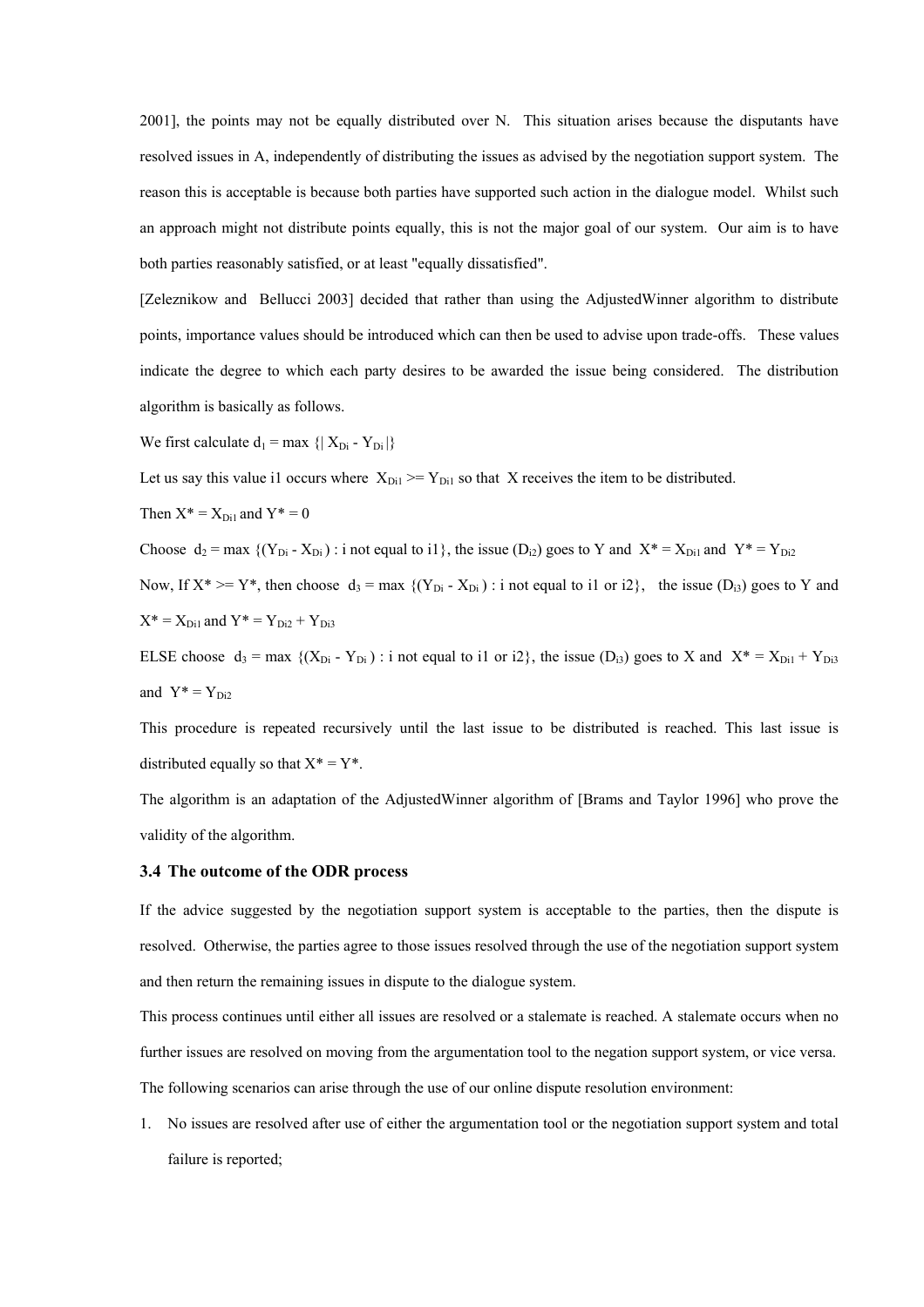2001], the points may not be equally distributed over N. This situation arises because the disputants have resolved issues in A, independently of distributing the issues as advised by the negotiation support system. The reason this is acceptable is because both parties have supported such action in the dialogue model. Whilst such an approach might not distribute points equally, this is not the major goal of our system. Our aim is to have both parties reasonably satisfied, or at least "equally dissatisfied".

[Zeleznikow and Bellucci 2003] decided that rather than using the AdjustedWinner algorithm to distribute points, importance values should be introduced which can then be used to advise upon trade-offs. These values indicate the degree to which each party desires to be awarded the issue being considered. The distribution algorithm is basically as follows.

We first calculate $d_1 = \max \{| X_{Di} - Y_{Di} |\}$

Let us say this value i1 occurs where $X_{Di1} >= Y_{Di1}$ so that X receives the item to be distributed.

Then $X^* = X_{Di1}$ and $Y^* = 0$

Choose $d_2 = \max \{(Y_{Di} - X_{Di}) : i \text{ not equal to } i1\}$, the issue ($D_{i2}$) goes to Y and $X^* = X_{Di1}$ and $Y^* = Y_{Di2}$

Now, If $X^* >= Y^*$, then choose $d_3 = \max \{(Y_{Di} - X_{Di}) : i \text{ not equal to } i1 \text{ or } i2\}$, the issue ($D_{i3}$) goes to Y and $X^* = X_{Di1}$ and $Y^* = Y_{Di2} + Y_{Di3}$

ELSE choose $d_3 = \max \{(X_{Di} - Y_{Di}) : i \text{ not equal to } i1 \text{ or } i2\}$, the issue ($D_{i3}$) goes to X and $X^* = X_{Di1} + Y_{Di3}$ and $Y^* = Y_{Di2}$

This procedure is repeated recursively until the last issue to be distributed is reached. This last issue is distributed equally so that $X^* = Y^*$.

The algorithm is an adaptation of the AdjustedWinner algorithm of [Brams and Taylor 1996] who prove the validity of the algorithm.

### 3.4 The outcome of the ODR process

If the advice suggested by the negotiation support system is acceptable to the parties, then the dispute is resolved. Otherwise, the parties agree to those issues resolved through the use of the negotiation support system and then return the remaining issues in dispute to the dialogue system.

This process continues until either all issues are resolved or a stalemate is reached. A stalemate occurs when no further issues are resolved on moving from the argumentation tool to the negation support system, or vice versa.

The following scenarios can arise through the use of our online dispute resolution environment:

1. No issues are resolved after use of either the argumentation tool or the negotiation support system and total failure is reported;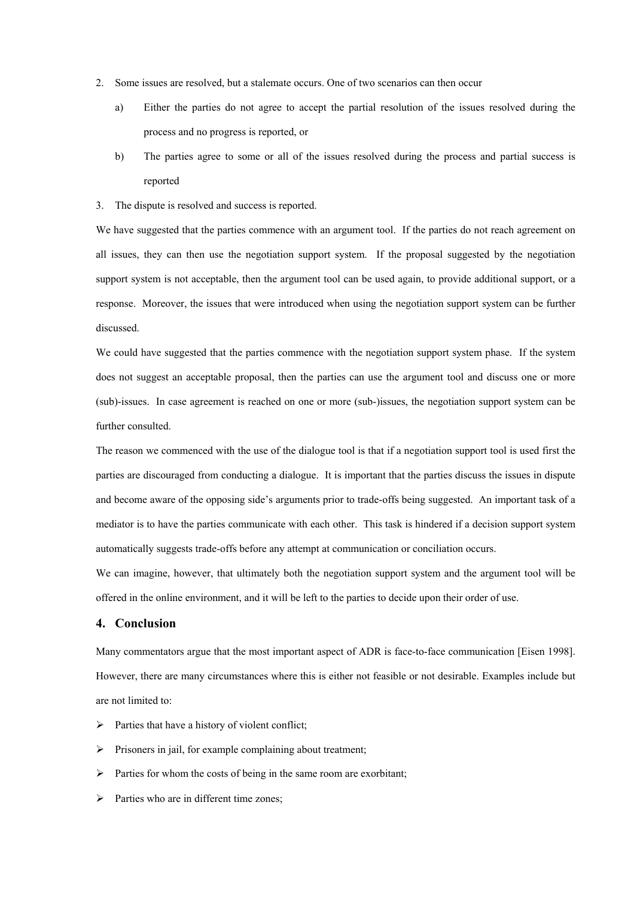2. Some issues are resolved, but a stalemate occurs. One of two scenarios can then occur
   a) Either the parties do not agree to accept the partial resolution of the issues resolved during the process and no progress is reported, or
   b) The parties agree to some or all of the issues resolved during the process and partial success is reported
3. The dispute is resolved and success is reported.

We have suggested that the parties commence with an argument tool. If the parties do not reach agreement on all issues, they can then use the negotiation support system. If the proposal suggested by the negotiation support system is not acceptable, then the argument tool can be used again, to provide additional support, or a response. Moreover, the issues that were introduced when using the negotiation support system can be further discussed.

We could have suggested that the parties commence with the negotiation support system phase. If the system does not suggest an acceptable proposal, then the parties can use the argument tool and discuss one or more (sub)-issues. In case agreement is reached on one or more (sub-)issues, the negotiation support system can be further consulted.

The reason we commenced with the use of the dialogue tool is that if a negotiation support tool is used first the parties are discouraged from conducting a dialogue. It is important that the parties discuss the issues in dispute and become aware of the opposing side's arguments prior to trade-offs being suggested. An important task of a mediator is to have the parties communicate with each other. This task is hindered if a decision support system automatically suggests trade-offs before any attempt at communication or conciliation occurs.

We can imagine, however, that ultimately both the negotiation support system and the argument tool will be offered in the online environment, and it will be left to the parties to decide upon their order of use.

## 4. Conclusion

Many commentators argue that the most important aspect of ADR is face-to-face communication [Eisen 1998]. However, there are many circumstances where this is either not feasible or not desirable. Examples include but are not limited to:

- Parties that have a history of violent conflict;
- Prisoners in jail, for example complaining about treatment;
- Parties for whom the costs of being in the same room are exorbitant;
- Parties who are in different time zones;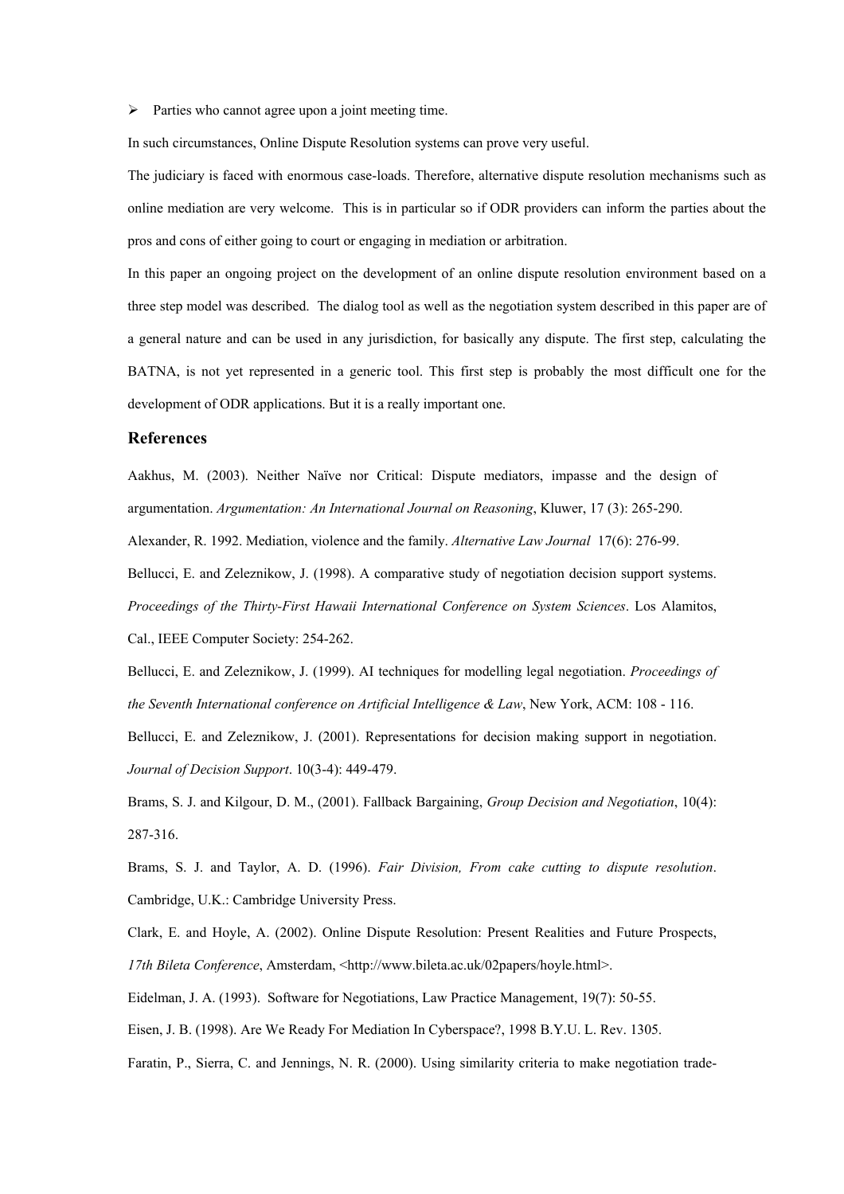- Parties who cannot agree upon a joint meeting time.

In such circumstances, Online Dispute Resolution systems can prove very useful.

The judiciary is faced with enormous case-loads. Therefore, alternative dispute resolution mechanisms such as online mediation are very welcome. This is in particular so if ODR providers can inform the parties about the pros and cons of either going to court or engaging in mediation or arbitration.

In this paper an ongoing project on the development of an online dispute resolution environment based on a three step model was described. The dialog tool as well as the negotiation system described in this paper are of a general nature and can be used in any jurisdiction, for basically any dispute. The first step, calculating the BATNA, is not yet represented in a generic tool. This first step is probably the most difficult one for the development of ODR applications. But it is a really important one.

## References

Aakhus, M. (2003). Neither Naïve nor Critical: Dispute mediators, impasse and the design of argumentation. *Argumentation: An International Journal on Reasoning*, Kluwer, 17 (3): 265-290.

Alexander, R. 1992. Mediation, violence and the family. *Alternative Law Journal* 17(6): 276-99.

Bellucci, E. and Zeleznikow, J. (1998). A comparative study of negotiation decision support systems. *Proceedings of the Thirty-First Hawaii International Conference on System Sciences*. Los Alamitos, Cal., IEEE Computer Society: 254-262.

Bellucci, E. and Zeleznikow, J. (1999). AI techniques for modelling legal negotiation. *Proceedings of the Seventh International conference on Artificial Intelligence & Law*, New York, ACM: 108 - 116.

Bellucci, E. and Zeleznikow, J. (2001). Representations for decision making support in negotiation. *Journal of Decision Support*. 10(3-4): 449-479.

Brams, S. J. and Kilgour, D. M., (2001). Fallback Bargaining, *Group Decision and Negotiation*, 10(4): 287-316.

Brams, S. J. and Taylor, A. D. (1996). *Fair Division, From cake cutting to dispute resolution*. Cambridge, U.K.: Cambridge University Press.

Clark, E. and Hoyle, A. (2002). Online Dispute Resolution: Present Realities and Future Prospects, *17th Bileta Conference*, Amsterdam, <http://www.bileta.ac.uk/02papers/hoyle.html>.

Eidelman, J. A. (1993). Software for Negotiations, Law Practice Management, 19(7): 50-55.

Eisen, J. B. (1998). Are We Ready For Mediation In Cyberspace?, 1998 B.Y.U. L. Rev. 1305.

Faratin, P., Sierra, C. and Jennings, N. R. (2000). Using similarity criteria to make negotiation trade-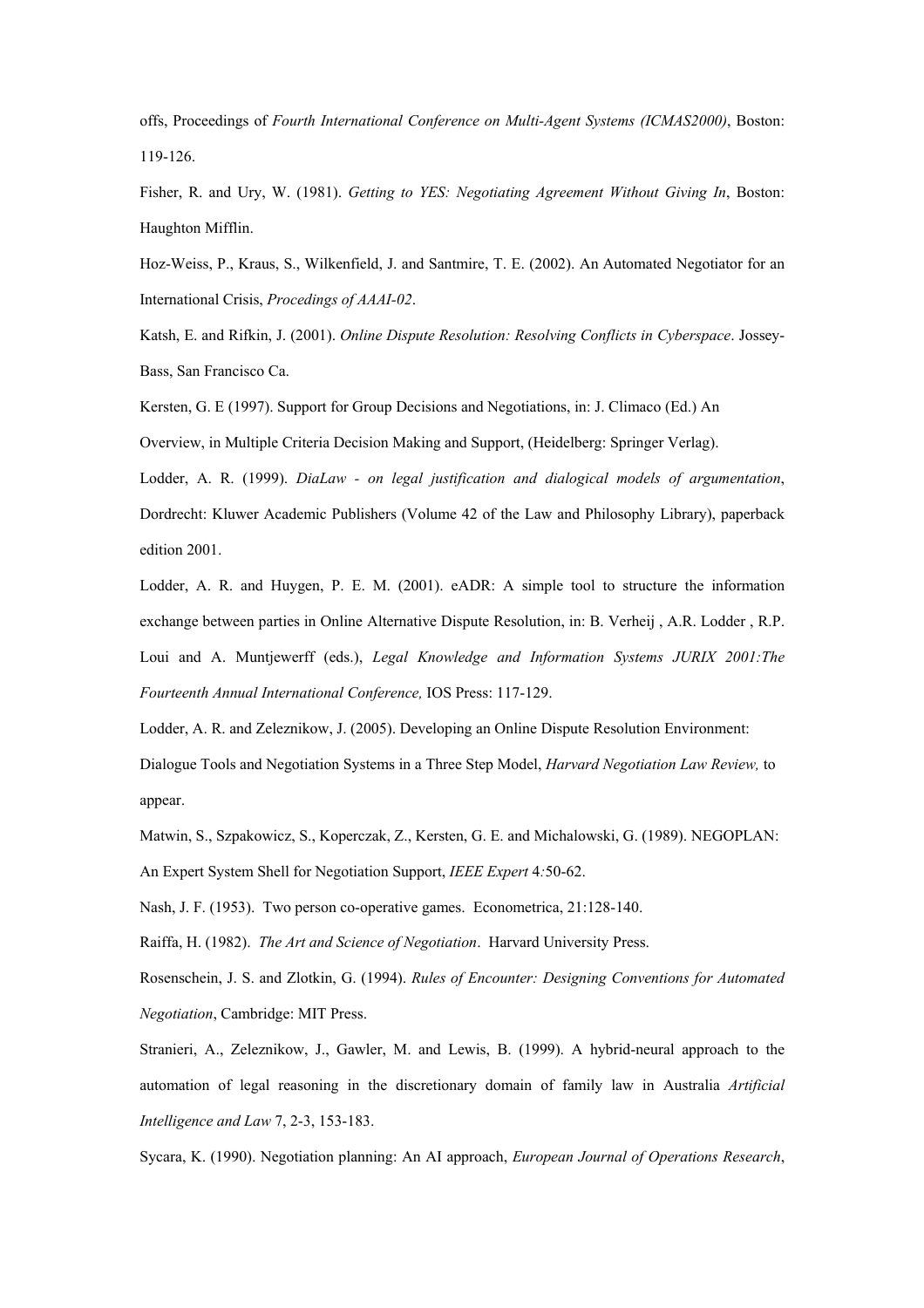offs, Proceedings of *Fourth International Conference on Multi-Agent Systems (ICMAS2000)*, Boston: 119-126.

Fisher, R. and Ury, W. (1981). *Getting to YES: Negotiating Agreement Without Giving In*, Boston: Haughton Mifflin.

Hoz-Weiss, P., Kraus, S., Wilkenfield, J. and Santmire, T. E. (2002). An Automated Negotiator for an International Crisis, *Procedings of AAAI-02*.

Katsh, E. and Rifkin, J. (2001). *Online Dispute Resolution: Resolving Conflicts in Cyberspace*. Jossey-Bass, San Francisco Ca.

Kersten, G. E (1997). Support for Group Decisions and Negotiations, in: J. Climaco (Ed.) An Overview, in Multiple Criteria Decision Making and Support, (Heidelberg: Springer Verlag).

Lodder, A. R. (1999). *DiaLaw - on legal justification and dialogical models of argumentation*, Dordrecht: Kluwer Academic Publishers (Volume 42 of the Law and Philosophy Library), paperback edition 2001.

Lodder, A. R. and Huygen, P. E. M. (2001). eADR: A simple tool to structure the information exchange between parties in Online Alternative Dispute Resolution, in: B. Verheij , A.R. Lodder , R.P. Loui and A. Muntjewerff (eds.), *Legal Knowledge and Information Systems JURIX 2001:The Fourteenth Annual International Conference,* IOS Press: 117-129.

Lodder, A. R. and Zeleznikow, J. (2005). Developing an Online Dispute Resolution Environment: Dialogue Tools and Negotiation Systems in a Three Step Model, *Harvard Negotiation Law Review,* to appear.

Matwin, S., Szpakowicz, S., Koperczak, Z., Kersten, G. E. and Michalowski, G. (1989). NEGOPLAN: An Expert System Shell for Negotiation Support, *IEEE Expert* 4*:*50-62.

Nash, J. F. (1953). Two person co-operative games. Econometrica, 21:128-140.

Raiffa, H. (1982). *The Art and Science of Negotiation*. Harvard University Press.

Rosenschein, J. S. and Zlotkin, G. (1994). *Rules of Encounter: Designing Conventions for Automated Negotiation*, Cambridge: MIT Press.

Stranieri, A., Zeleznikow, J., Gawler, M. and Lewis, B. (1999). A hybrid-neural approach to the automation of legal reasoning in the discretionary domain of family law in Australia *Artificial Intelligence and Law* 7, 2-3, 153-183.

Sycara, K. (1990). Negotiation planning: An AI approach, *European Journal of Operations Research*,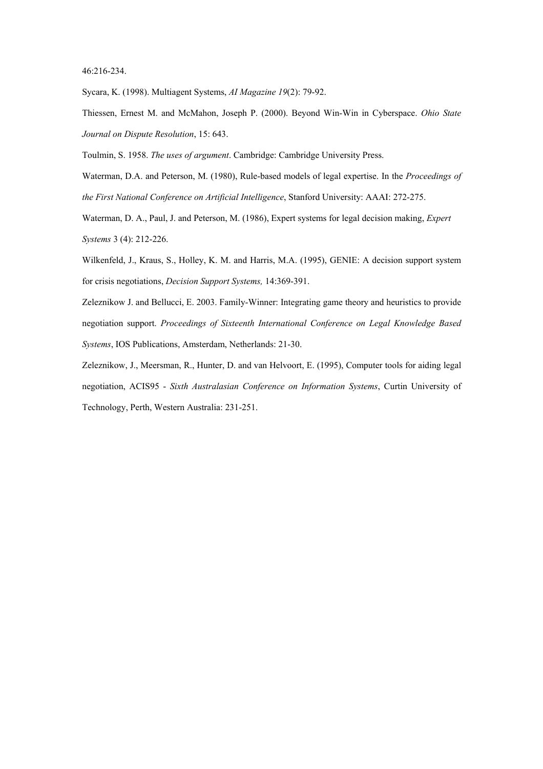46:216-234.

Sycara, K. (1998). Multiagent Systems, *AI Magazine 19*(2): 79-92.

Thiessen, Ernest M. and McMahon, Joseph P. (2000). Beyond Win-Win in Cyberspace. *Ohio State Journal on Dispute Resolution*, 15: 643.

Toulmin, S. 1958. *The uses of argument*. Cambridge: Cambridge University Press.

Waterman, D.A. and Peterson, M. (1980), Rule-based models of legal expertise. In the *Proceedings of the First National Conference on Artificial Intelligence*, Stanford University: AAAI: 272-275.

Waterman, D. A., Paul, J. and Peterson, M. (1986), Expert systems for legal decision making, *Expert Systems* 3 (4): 212-226.

Wilkenfeld, J., Kraus, S., Holley, K. M. and Harris, M.A. (1995), GENIE: A decision support system for crisis negotiations, *Decision Support Systems,* 14:369-391.

Zeleznikow J. and Bellucci, E. 2003. Family-Winner: Integrating game theory and heuristics to provide negotiation support. *Proceedings of Sixteenth International Conference on Legal Knowledge Based Systems*, IOS Publications, Amsterdam, Netherlands: 21-30.

Zeleznikow, J., Meersman, R., Hunter, D. and van Helvoort, E. (1995), Computer tools for aiding legal negotiation, ACIS95 - *Sixth Australasian Conference on Information Systems*, Curtin University of Technology, Perth, Western Australia: 231-251.